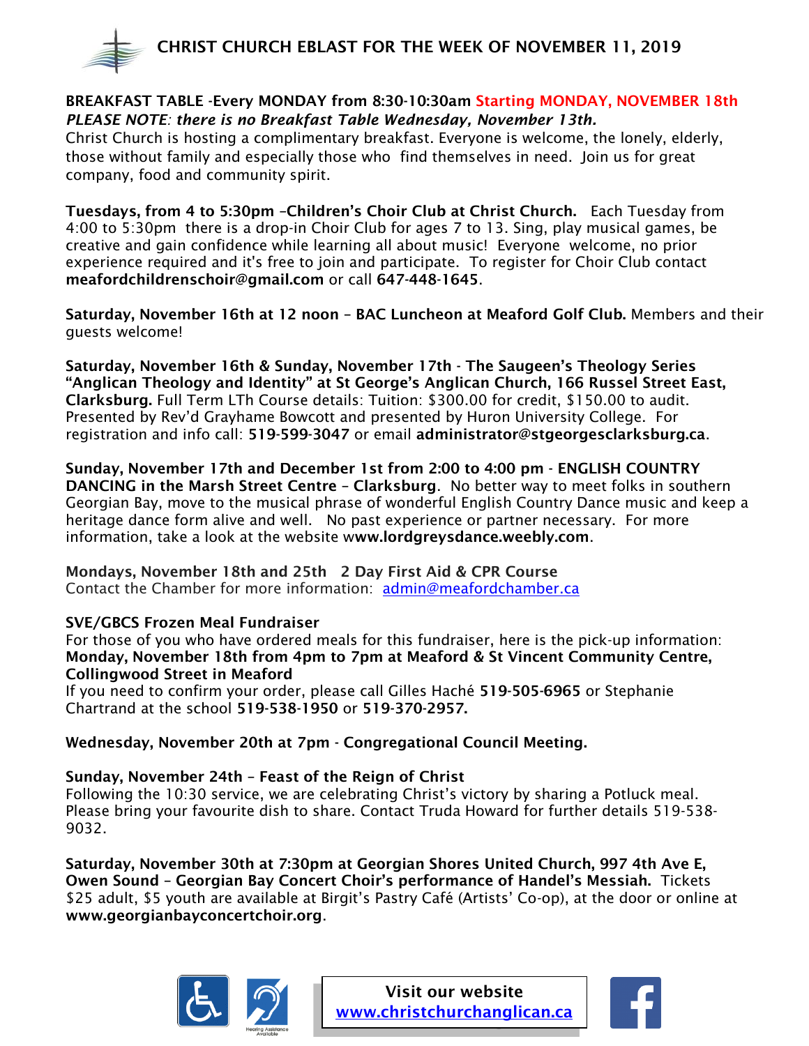# CHRIST CHURCH EBLAST FOR THE WEEK OF NOVEMBER 11, 2019

**BREAKFAST TABLE -Every MONDAY from 8:30-10:30am Starting MONDAY, NOVEMBER 18th**
***PLEASE NOTE**: **there is no Breakfast Table Wednesday, November 13th.***
Christ Church is hosting a complimentary breakfast. Everyone is welcome, the lonely, elderly, those without family and especially those who find themselves in need. Join us for great company, food and community spirit.

**Tuesdays, from 4 to 5:30pm –Children's Choir Club at Christ Church.** Each Tuesday from 4:00 to 5:30pm there is a drop-in Choir Club for ages 7 to 13. Sing, play musical games, be creative and gain confidence while learning all about music! Everyone welcome, no prior experience required and it's free to join and participate. To register for Choir Club contact **meafordchildrenschoir@gmail.com** or call **647-448-1645**.

**Saturday, November 16th at 12 noon – BAC Luncheon at Meaford Golf Club.** Members and their guests welcome!

**Saturday, November 16th & Sunday, November 17th - The Saugeen's Theology Series "Anglican Theology and Identity" at St George's Anglican Church, 166 Russel Street East, Clarksburg.** Full Term LTh Course details: Tuition: $300.00 for credit, $150.00 to audit. Presented by Rev'd Grayhame Bowcott and presented by Huron University College. For registration and info call: **519-599-3047** or email **administrator@stgeorgesclarksburg.ca**.

**Sunday, November 17th and December 1st from 2:00 to 4:00 pm - ENGLISH COUNTRY DANCING in the Marsh Street Centre – Clarksburg**. No better way to meet folks in southern Georgian Bay, move to the musical phrase of wonderful English Country Dance music and keep a heritage dance form alive and well. No past experience or partner necessary. For more information, take a look at the website w**ww.lordgreysdance.weebly.com**.

**Mondays, November 18th and 25th 2 Day First Aid & CPR Course**
Contact the Chamber for more information: admin@meafordchamber.ca

**SVE/GBCS Frozen Meal Fundraiser**
For those of you who have ordered meals for this fundraiser, here is the pick-up information:
**Monday, November 18th from 4pm to 7pm at Meaford & St Vincent Community Centre, Collingwood Street in Meaford**
If you need to confirm your order, please call Gilles Haché **519-505-6965** or Stephanie Chartrand at the school **519-538-1950** or **519-370-2957.**

**Wednesday, November 20th at 7pm - Congregational Council Meeting.**

**Sunday, November 24th – Feast of the Reign of Christ**
Following the 10:30 service, we are celebrating Christ's victory by sharing a Potluck meal. Please bring your favourite dish to share. Contact Truda Howard for further details 519-538-9032.

**Saturday, November 30th at 7:30pm at Georgian Shores United Church, 997 4th Ave E, Owen Sound – Georgian Bay Concert Choir's performance of Handel's Messiah.** Tickets $25 adult, $5 youth are available at Birgit's Pastry Café (Artists' Co-op), at the door or online at **www.georgianbayconcertchoir.org**.

Hearing Assistance Available

**Visit our website**
**www.christchurchanglican.ca**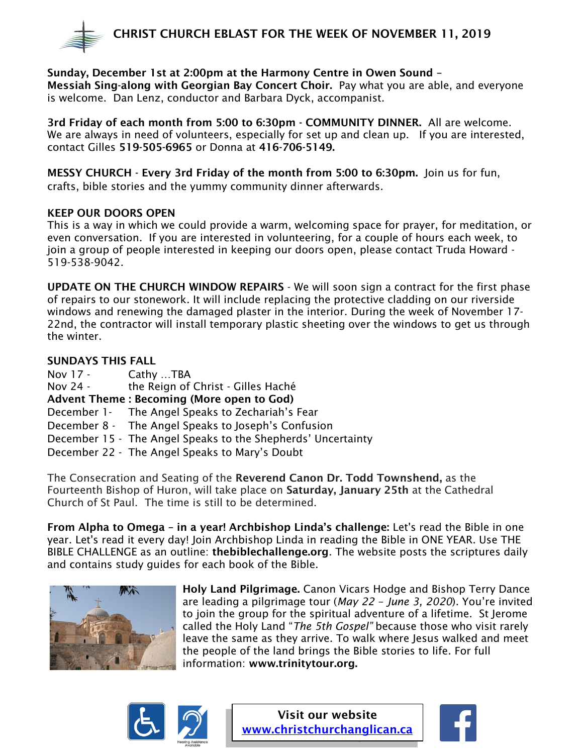# CHRIST CHURCH EBLAST FOR THE WEEK OF NOVEMBER 11, 2019

**Sunday, December 1st at 2:00pm at the Harmony Centre in Owen Sound – Messiah Sing-along with Georgian Bay Concert Choir.** Pay what you are able, and everyone is welcome. Dan Lenz, conductor and Barbara Dyck, accompanist.

**3rd Friday of each month from 5:00 to 6:30pm - COMMUNITY DINNER.** All are welcome. We are always in need of volunteers, especially for set up and clean up. If you are interested, contact Gilles **519-505-6965** or Donna at **416-706-5149.**

**MESSY CHURCH - Every 3rd Friday of the month from 5:00 to 6:30pm.** Join us for fun, crafts, bible stories and the yummy community dinner afterwards.

**KEEP OUR DOORS OPEN**
This is a way in which we could provide a warm, welcoming space for prayer, for meditation, or even conversation. If you are interested in volunteering, for a couple of hours each week, to join a group of people interested in keeping our doors open, please contact Truda Howard - 519-538-9042.

**UPDATE ON THE CHURCH WINDOW REPAIRS** - We will soon sign a contract for the first phase of repairs to our stonework. It will include replacing the protective cladding on our riverside windows and renewing the damaged plaster in the interior. During the week of November 17-22nd, the contractor will install temporary plastic sheeting over the windows to get us through the winter.

**SUNDAYS THIS FALL**

Nov 17 - Cathy …TBA
Nov 24 - the Reign of Christ - Gilles Haché

**Advent Theme : Becoming (More open to God)**

December 1- The Angel Speaks to Zechariah's Fear
December 8 - The Angel Speaks to Joseph's Confusion
December 15 - The Angel Speaks to the Shepherds' Uncertainty
December 22 - The Angel Speaks to Mary's Doubt

The Consecration and Seating of the **Reverend Canon Dr. Todd Townshend,** as the Fourteenth Bishop of Huron, will take place on **Saturday, January 25th** at the Cathedral Church of St Paul. The time is still to be determined.

**From Alpha to Omega – in a year! Archbishop Linda's challenge:** Let's read the Bible in one year. Let's read it every day! Join Archbishop Linda in reading the Bible in ONE YEAR. Use THE BIBLE CHALLENGE as an outline: **thebiblechallenge.org**. The website posts the scriptures daily and contains study guides for each book of the Bible.

**Holy Land Pilgrimage.** Canon Vicars Hodge and Bishop Terry Dance are leading a pilgrimage tour (*May 22 – June 3, 2020*). You're invited to join the group for the spiritual adventure of a lifetime. St Jerome called the Holy Land "*The 5th Gospel*" because those who visit rarely leave the same as they arrive. To walk where Jesus walked and meet the people of the land brings the Bible stories to life. For full information: **www.trinitytour.org.**

Hearing Assistance Available

**Visit our website**
**www.christchurchanglican.ca**